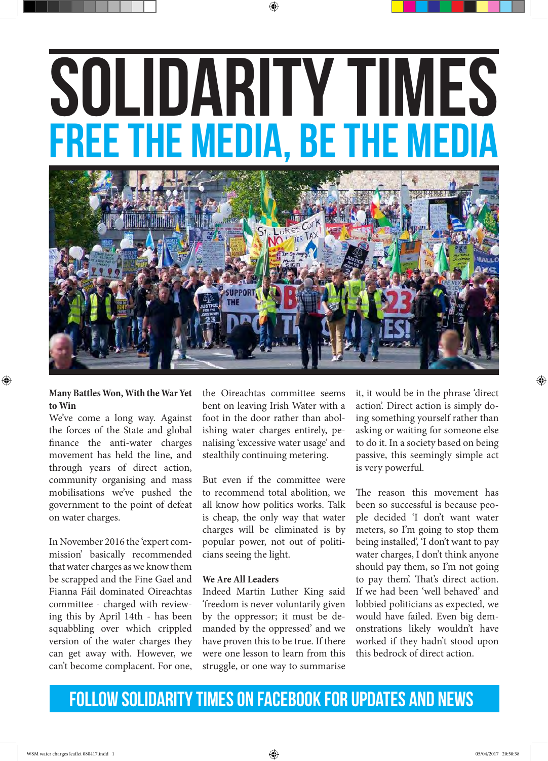# SOLIDARITY TIMES

## FREE THE MEDIA, BE THE MEDIA

**Many Battles Won, With the War Yet to Win**

We've come a long way. Against the forces of the State and global finance the anti-water charges movement has held the line, and through years of direct action, community organising and mass mobilisations we've pushed the government to the point of defeat on water charges.

In November 2016 the 'expert commission' basically recommended that water charges as we know them be scrapped and the Fine Gael and Fianna Fáil dominated Oireachtas committee - charged with reviewing this by April 14th - has been squabbling over which crippled version of the water charges they can get away with. However, we can't become complacent. For one, the Oireachtas committee seems bent on leaving Irish Water with a foot in the door rather than abolishing water charges entirely, penalising 'excessive water usage' and stealthily continuing metering.

But even if the committee were to recommend total abolition, we all know how politics works. Talk is cheap, the only way that water charges will be eliminated is by popular power, not out of politicians seeing the light.

**We Are All Leaders**

Indeed Martin Luther King said 'freedom is never voluntarily given by the oppressor; it must be demanded by the oppressed' and we have proven this to be true. If there were one lesson to learn from this struggle, or one way to summarise it, it would be in the phrase 'direct action'. Direct action is simply doing something yourself rather than asking or waiting for someone else to do it. In a society based on being passive, this seemingly simple act is very powerful.

The reason this movement has been so successful is because people decided 'I don't want water meters, so I'm going to stop them being installed', 'I don't want to pay water charges, I don't think anyone should pay them, so I'm not going to pay them'. That's direct action. If we had been 'well behaved' and lobbied politicians as expected, we would have failed. Even big demonstrations likely wouldn't have worked if they hadn't stood upon this bedrock of direct action.

**FOLLOW SOLIDARITY TIMES ON FACEBOOK FOR UPDATES AND NEWS**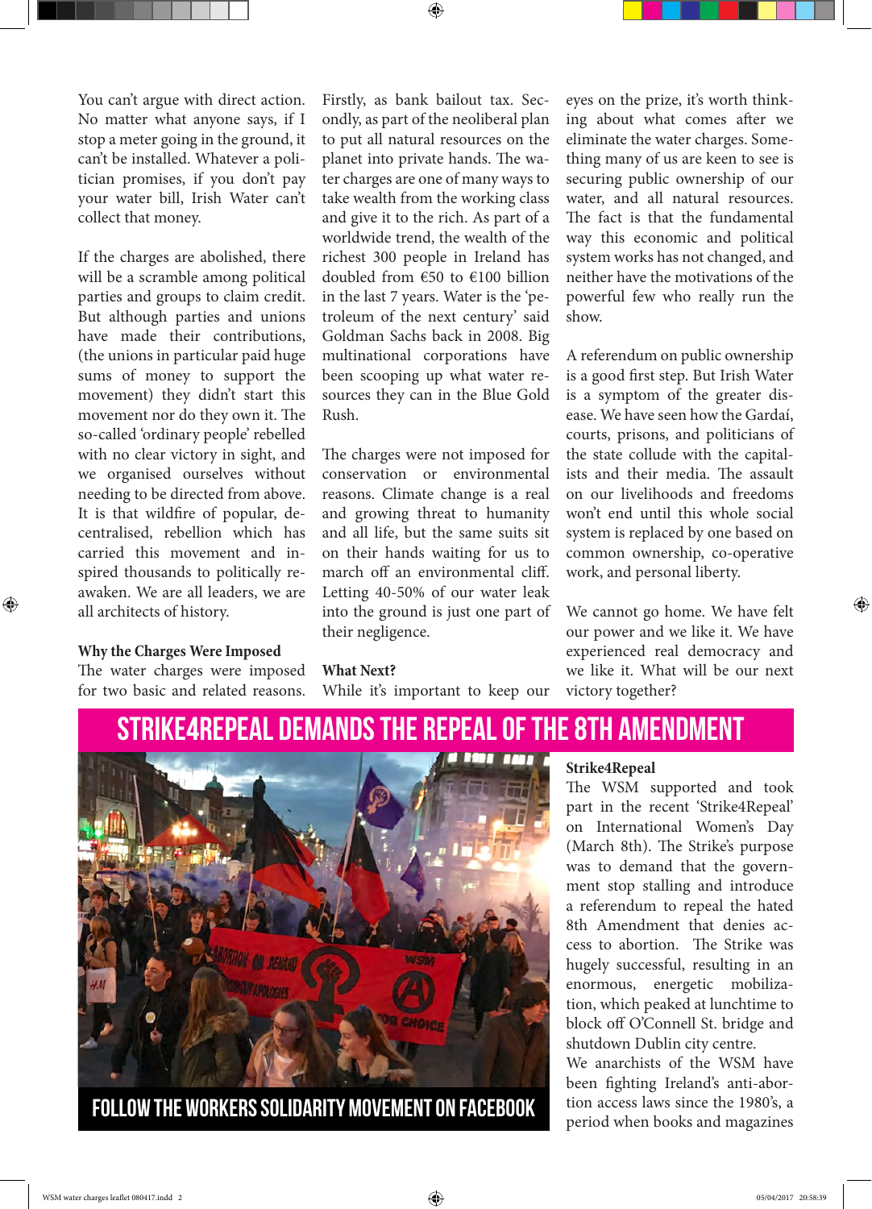You can't argue with direct action. No matter what anyone says, if I stop a meter going in the ground, it can't be installed. Whatever a politician promises, if you don't pay your water bill, Irish Water can't collect that money.

If the charges are abolished, there will be a scramble among political parties and groups to claim credit. But although parties and unions have made their contributions, (the unions in particular paid huge sums of money to support the movement) they didn't start this movement nor do they own it. The so-called 'ordinary people' rebelled with no clear victory in sight, and we organised ourselves without needing to be directed from above. It is that wildfire of popular, decentralised, rebellion which has carried this movement and inspired thousands to politically reawaken. We are all leaders, we are all architects of history.

**Why the Charges Were Imposed**

The water charges were imposed for two basic and related reasons. Firstly, as bank bailout tax. Secondly, as part of the neoliberal plan to put all natural resources on the planet into private hands. The water charges are one of many ways to take wealth from the working class and give it to the rich. As part of a worldwide trend, the wealth of the richest 300 people in Ireland has doubled from €50 to €100 billion in the last 7 years. Water is the 'petroleum of the next century' said Goldman Sachs back in 2008. Big multinational corporations have been scooping up what water resources they can in the Blue Gold Rush.

The charges were not imposed for conservation or environmental reasons. Climate change is a real and growing threat to humanity and all life, but the same suits sit on their hands waiting for us to march off an environmental cliff. Letting 40-50% of our water leak into the ground is just one part of their negligence.

**What Next?**

While it's important to keep our eyes on the prize, it's worth thinking about what comes after we eliminate the water charges. Something many of us are keen to see is securing public ownership of our water, and all natural resources. The fact is that the fundamental way this economic and political system works has not changed, and neither have the motivations of the powerful few who really run the show.

A referendum on public ownership is a good first step. But Irish Water is a symptom of the greater disease. We have seen how the Gardaí, courts, prisons, and politicians of the state collude with the capitalists and their media. The assault on our livelihoods and freedoms won't end until this whole social system is replaced by one based on common ownership, co-operative work, and personal liberty.

We cannot go home. We have felt our power and we like it. We have experienced real democracy and we like it. What will be our next victory together?

## STRIKE4REPEAL DEMANDS THE REPEAL OF THE 8TH AMENDMENT

FOLLOW THE WORKERS SOLIDARITY MOVEMENT ON FACEBOOK

**Strike4Repeal**

The WSM supported and took part in the recent 'Strike4Repeal' on International Women's Day (March 8th). The Strike's purpose was to demand that the government stop stalling and introduce a referendum to repeal the hated 8th Amendment that denies access to abortion. The Strike was hugely successful, resulting in an enormous, energetic mobilization, which peaked at lunchtime to block off O'Connell St. bridge and shutdown Dublin city centre.

We anarchists of the WSM have been fighting Ireland's anti-abortion access laws since the 1980's, a period when books and magazines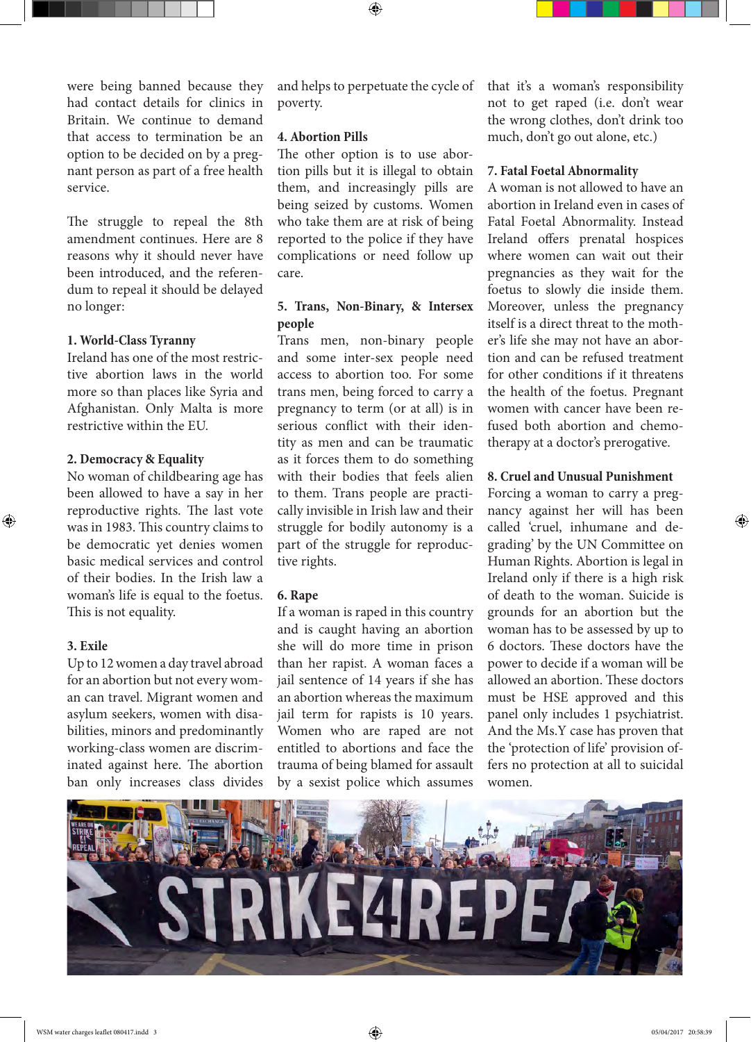were being banned because they had contact details for clinics in Britain. We continue to demand that access to termination be an option to be decided on by a pregnant person as part of a free health service.

The struggle to repeal the 8th amendment continues. Here are 8 reasons why it should never have been introduced, and the referendum to repeal it should be delayed no longer:

**1. World-Class Tyranny**

Ireland has one of the most restrictive abortion laws in the world more so than places like Syria and Afghanistan. Only Malta is more restrictive within the EU.

**2. Democracy & Equality**

No woman of childbearing age has been allowed to have a say in her reproductive rights. The last vote was in 1983. This country claims to be democratic yet denies women basic medical services and control of their bodies. In the Irish law a woman's life is equal to the foetus. This is not equality.

**3. Exile**

Up to 12 women a day travel abroad for an abortion but not every woman can travel. Migrant women and asylum seekers, women with disabilities, minors and predominantly working-class women are discriminated against here. The abortion ban only increases class divides and helps to perpetuate the cycle of poverty.

**4. Abortion Pills**

The other option is to use abortion pills but it is illegal to obtain them, and increasingly pills are being seized by customs. Women who take them are at risk of being reported to the police if they have complications or need follow up care.

**5. Trans, Non-Binary, & Intersex people**

Trans men, non-binary people and some inter-sex people need access to abortion too. For some trans men, being forced to carry a pregnancy to term (or at all) is in serious conflict with their identity as men and can be traumatic as it forces them to do something with their bodies that feels alien to them. Trans people are practically invisible in Irish law and their struggle for bodily autonomy is a part of the struggle for reproductive rights.

**6. Rape**

If a woman is raped in this country and is caught having an abortion she will do more time in prison than her rapist. A woman faces a jail sentence of 14 years if she has an abortion whereas the maximum jail term for rapists is 10 years. Women who are raped are not entitled to abortions and face the trauma of being blamed for assault by a sexist police which assumes that it's a woman's responsibility not to get raped (i.e. don't wear the wrong clothes, don't drink too much, don't go out alone, etc.)

**7. Fatal Foetal Abnormality**

A woman is not allowed to have an abortion in Ireland even in cases of Fatal Foetal Abnormality. Instead Ireland offers prenatal hospices where women can wait out their pregnancies as they wait for the foetus to slowly die inside them. Moreover, unless the pregnancy itself is a direct threat to the mother's life she may not have an abortion and can be refused treatment for other conditions if it threatens the health of the foetus. Pregnant women with cancer have been refused both abortion and chemotherapy at a doctor's prerogative.

**8. Cruel and Unusual Punishment**

Forcing a woman to carry a pregnancy against her will has been called 'cruel, inhumane and degrading' by the UN Committee on Human Rights. Abortion is legal in Ireland only if there is a high risk of death to the woman. Suicide is grounds for an abortion but the woman has to be assessed by up to 6 doctors. These doctors have the power to decide if a woman will be allowed an abortion. These doctors must be HSE approved and this panel only includes 1 psychiatrist. And the Ms.Y case has proven that the 'protection of life' provision offers no protection at all to suicidal women.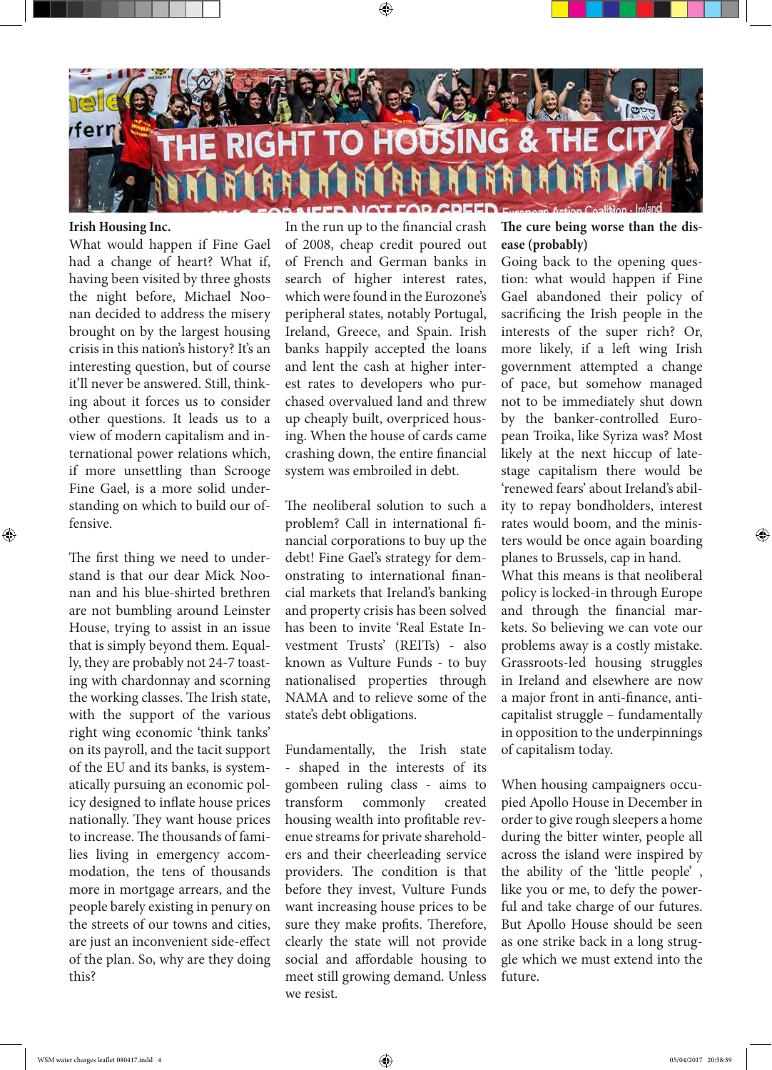**Irish Housing Inc.**

What would happen if Fine Gael had a change of heart? What if, having been visited by three ghosts the night before, Michael Noonan decided to address the misery brought on by the largest housing crisis in this nation's history? It's an interesting question, but of course it'll never be answered. Still, thinking about it forces us to consider other questions. It leads us to a view of modern capitalism and international power relations which, if more unsettling than Scrooge Fine Gael, is a more solid understanding on which to build our offensive.

The first thing we need to understand is that our dear Mick Noonan and his blue-shirted brethren are not bumbling around Leinster House, trying to assist in an issue that is simply beyond them. Equally, they are probably not 24-7 toasting with chardonnay and scorning the working classes. The Irish state, with the support of the various right wing economic 'think tanks' on its payroll, and the tacit support of the EU and its banks, is systematically pursuing an economic policy designed to inflate house prices nationally. They want house prices to increase. The thousands of families living in emergency accommodation, the tens of thousands more in mortgage arrears, and the people barely existing in penury on the streets of our towns and cities, are just an inconvenient side-effect of the plan. So, why are they doing this?

In the run up to the financial crash of 2008, cheap credit poured out of French and German banks in search of higher interest rates, which were found in the Eurozone's peripheral states, notably Portugal, Ireland, Greece, and Spain. Irish banks happily accepted the loans and lent the cash at higher interest rates to developers who purchased overvalued land and threw up cheaply built, overpriced housing. When the house of cards came crashing down, the entire financial system was embroiled in debt.

The neoliberal solution to such a problem? Call in international financial corporations to buy up the debt! Fine Gael's strategy for demonstrating to international financial markets that Ireland's banking and property crisis has been solved has been to invite 'Real Estate Investment Trusts' (REITs) - also known as Vulture Funds - to buy nationalised properties through NAMA and to relieve some of the state's debt obligations.

Fundamentally, the Irish state - shaped in the interests of its gombeen ruling class - aims to transform commonly created housing wealth into profitable revenue streams for private shareholders and their cheerleading service providers. The condition is that before they invest, Vulture Funds want increasing house prices to be sure they make profits. Therefore, clearly the state will not provide social and affordable housing to meet still growing demand. Unless we resist.

**The cure being worse than the disease (probably)**

Going back to the opening question: what would happen if Fine Gael abandoned their policy of sacrificing the Irish people in the interests of the super rich? Or, more likely, if a left wing Irish government attempted a change of pace, but somehow managed not to be immediately shut down by the banker-controlled European Troika, like Syriza was? Most likely at the next hiccup of late-stage capitalism there would be 'renewed fears' about Ireland's ability to repay bondholders, interest rates would boom, and the ministers would be once again boarding planes to Brussels, cap in hand. What this means is that neoliberal policy is locked-in through Europe and through the financial markets. So believing we can vote our problems away is a costly mistake. Grassroots-led housing struggles in Ireland and elsewhere are now a major front in anti-finance, anti-capitalist struggle – fundamentally in opposition to the underpinnings of capitalism today.

When housing campaigners occupied Apollo House in December in order to give rough sleepers a home during the bitter winter, people all across the island were inspired by the ability of the 'little people' , like you or me, to defy the powerful and take charge of our futures. But Apollo House should be seen as one strike back in a long struggle which we must extend into the future.